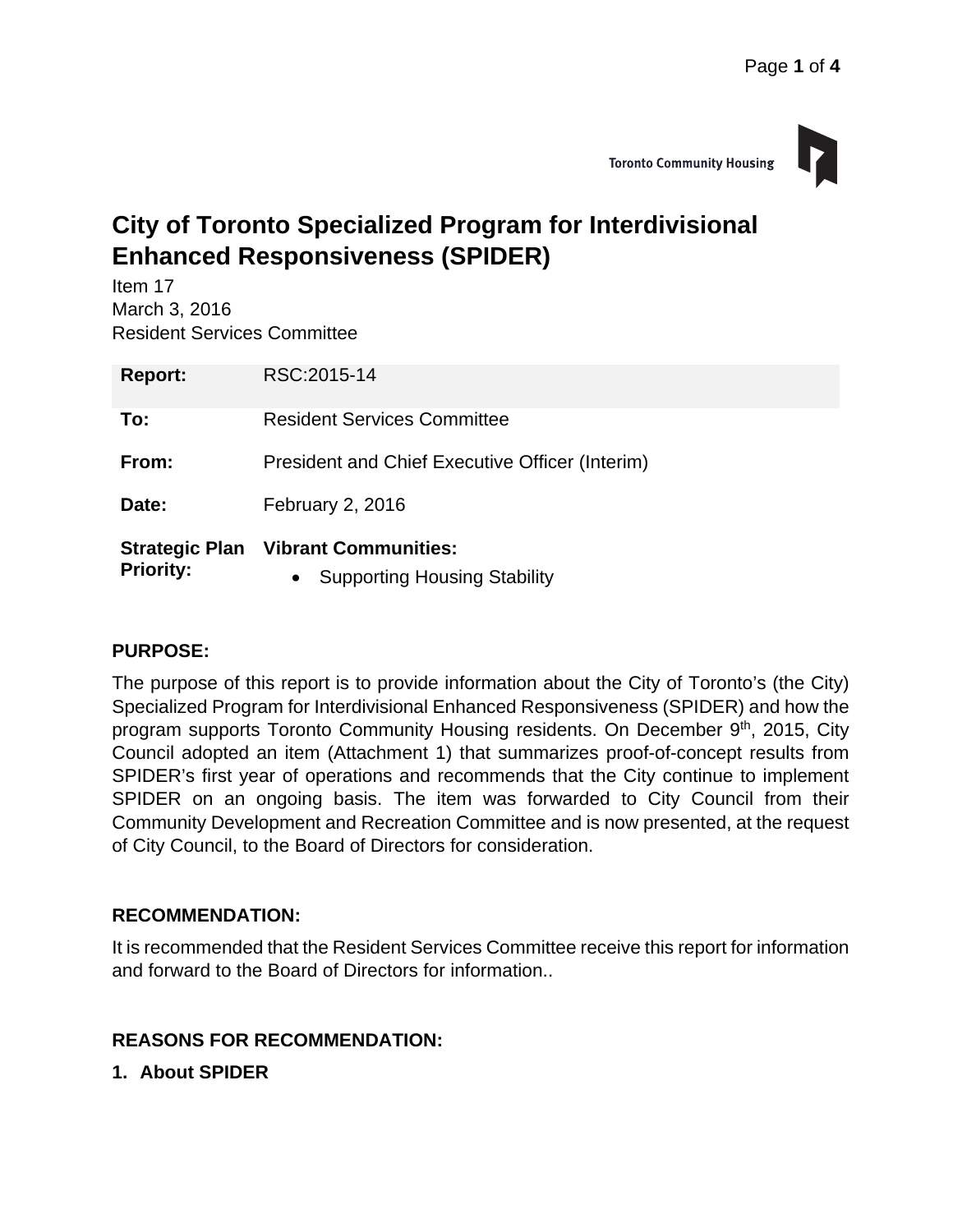# City of Toronto Specialized Program for Interdivisional Enhanced Responsiveness (SPIDER)

Item 17
March 3, 2016
Resident Services Committee

| | |
|---|---|
| **Report:** | RSC:2015-14 |
| **To:** | Resident Services Committee |
| **From:** | President and Chief Executive Officer (Interim) |
| **Date:** | February 2, 2016 |
| **Strategic Plan Priority:** | **Vibrant Communities:** <br> • Supporting Housing Stability |

## PURPOSE:

The purpose of this report is to provide information about the City of Toronto's (the City) Specialized Program for Interdivisional Enhanced Responsiveness (SPIDER) and how the program supports Toronto Community Housing residents. On December 9th, 2015, City Council adopted an item (Attachment 1) that summarizes proof-of-concept results from SPIDER's first year of operations and recommends that the City continue to implement SPIDER on an ongoing basis. The item was forwarded to City Council from their Community Development and Recreation Committee and is now presented, at the request of City Council, to the Board of Directors for consideration.

## RECOMMENDATION:

It is recommended that the Resident Services Committee receive this report for information and forward to the Board of Directors for information..

## REASONS FOR RECOMMENDATION:

**1. About SPIDER**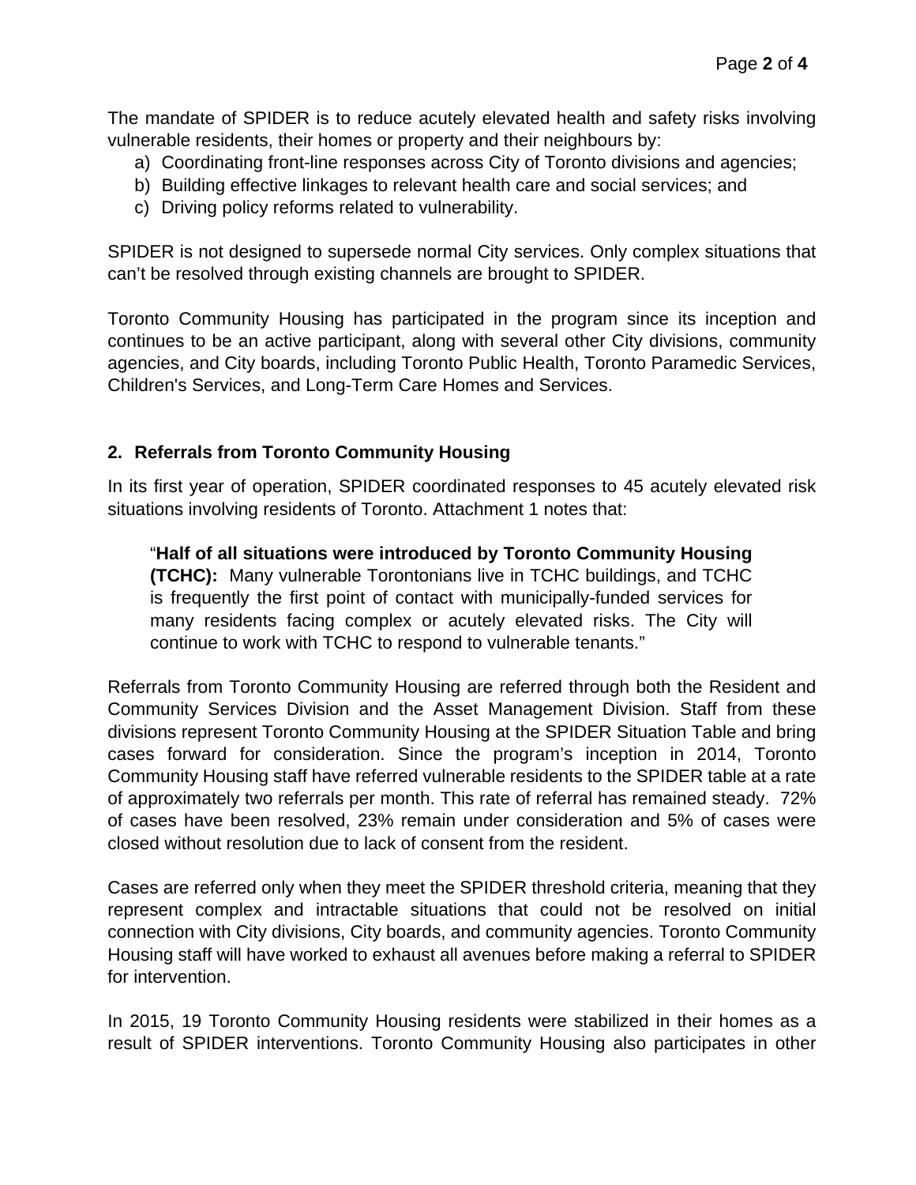The mandate of SPIDER is to reduce acutely elevated health and safety risks involving vulnerable residents, their homes or property and their neighbours by:

a) Coordinating front-line responses across City of Toronto divisions and agencies;
b) Building effective linkages to relevant health care and social services; and
c) Driving policy reforms related to vulnerability.

SPIDER is not designed to supersede normal City services. Only complex situations that can't be resolved through existing channels are brought to SPIDER.

Toronto Community Housing has participated in the program since its inception and continues to be an active participant, along with several other City divisions, community agencies, and City boards, including Toronto Public Health, Toronto Paramedic Services, Children's Services, and Long-Term Care Homes and Services.

## 2. Referrals from Toronto Community Housing

In its first year of operation, SPIDER coordinated responses to 45 acutely elevated risk situations involving residents of Toronto. Attachment 1 notes that:

> "**Half of all situations were introduced by Toronto Community Housing (TCHC):** Many vulnerable Torontonians live in TCHC buildings, and TCHC is frequently the first point of contact with municipally-funded services for many residents facing complex or acutely elevated risks. The City will continue to work with TCHC to respond to vulnerable tenants."

Referrals from Toronto Community Housing are referred through both the Resident and Community Services Division and the Asset Management Division. Staff from these divisions represent Toronto Community Housing at the SPIDER Situation Table and bring cases forward for consideration. Since the program's inception in 2014, Toronto Community Housing staff have referred vulnerable residents to the SPIDER table at a rate of approximately two referrals per month. This rate of referral has remained steady. 72% of cases have been resolved, 23% remain under consideration and 5% of cases were closed without resolution due to lack of consent from the resident.

Cases are referred only when they meet the SPIDER threshold criteria, meaning that they represent complex and intractable situations that could not be resolved on initial connection with City divisions, City boards, and community agencies. Toronto Community Housing staff will have worked to exhaust all avenues before making a referral to SPIDER for intervention.

In 2015, 19 Toronto Community Housing residents were stabilized in their homes as a result of SPIDER interventions. Toronto Community Housing also participates in other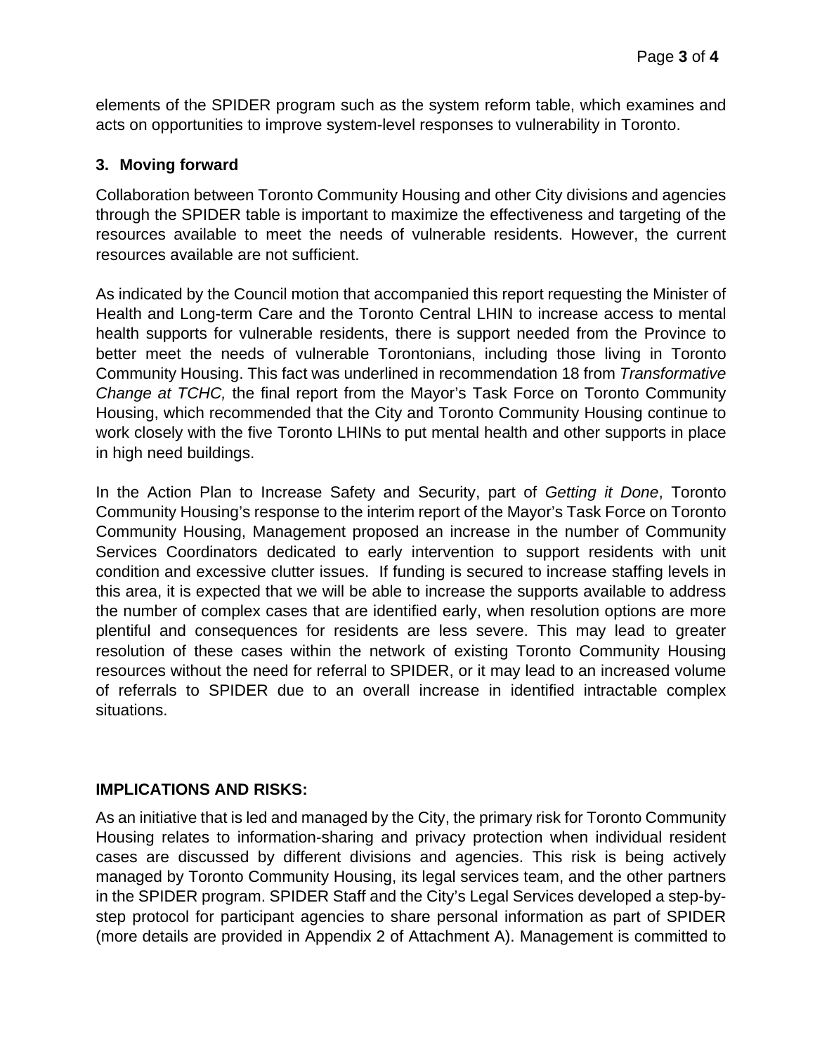elements of the SPIDER program such as the system reform table, which examines and acts on opportunities to improve system-level responses to vulnerability in Toronto.

### 3. Moving forward

Collaboration between Toronto Community Housing and other City divisions and agencies through the SPIDER table is important to maximize the effectiveness and targeting of the resources available to meet the needs of vulnerable residents. However, the current resources available are not sufficient.

As indicated by the Council motion that accompanied this report requesting the Minister of Health and Long-term Care and the Toronto Central LHIN to increase access to mental health supports for vulnerable residents, there is support needed from the Province to better meet the needs of vulnerable Torontonians, including those living in Toronto Community Housing. This fact was underlined in recommendation 18 from *Transformative Change at TCHC,* the final report from the Mayor's Task Force on Toronto Community Housing, which recommended that the City and Toronto Community Housing continue to work closely with the five Toronto LHINs to put mental health and other supports in place in high need buildings.

In the Action Plan to Increase Safety and Security, part of *Getting it Done*, Toronto Community Housing's response to the interim report of the Mayor's Task Force on Toronto Community Housing, Management proposed an increase in the number of Community Services Coordinators dedicated to early intervention to support residents with unit condition and excessive clutter issues. If funding is secured to increase staffing levels in this area, it is expected that we will be able to increase the supports available to address the number of complex cases that are identified early, when resolution options are more plentiful and consequences for residents are less severe. This may lead to greater resolution of these cases within the network of existing Toronto Community Housing resources without the need for referral to SPIDER, or it may lead to an increased volume of referrals to SPIDER due to an overall increase in identified intractable complex situations.

## IMPLICATIONS AND RISKS:

As an initiative that is led and managed by the City, the primary risk for Toronto Community Housing relates to information-sharing and privacy protection when individual resident cases are discussed by different divisions and agencies. This risk is being actively managed by Toronto Community Housing, its legal services team, and the other partners in the SPIDER program. SPIDER Staff and the City's Legal Services developed a step-by-step protocol for participant agencies to share personal information as part of SPIDER (more details are provided in Appendix 2 of Attachment A). Management is committed to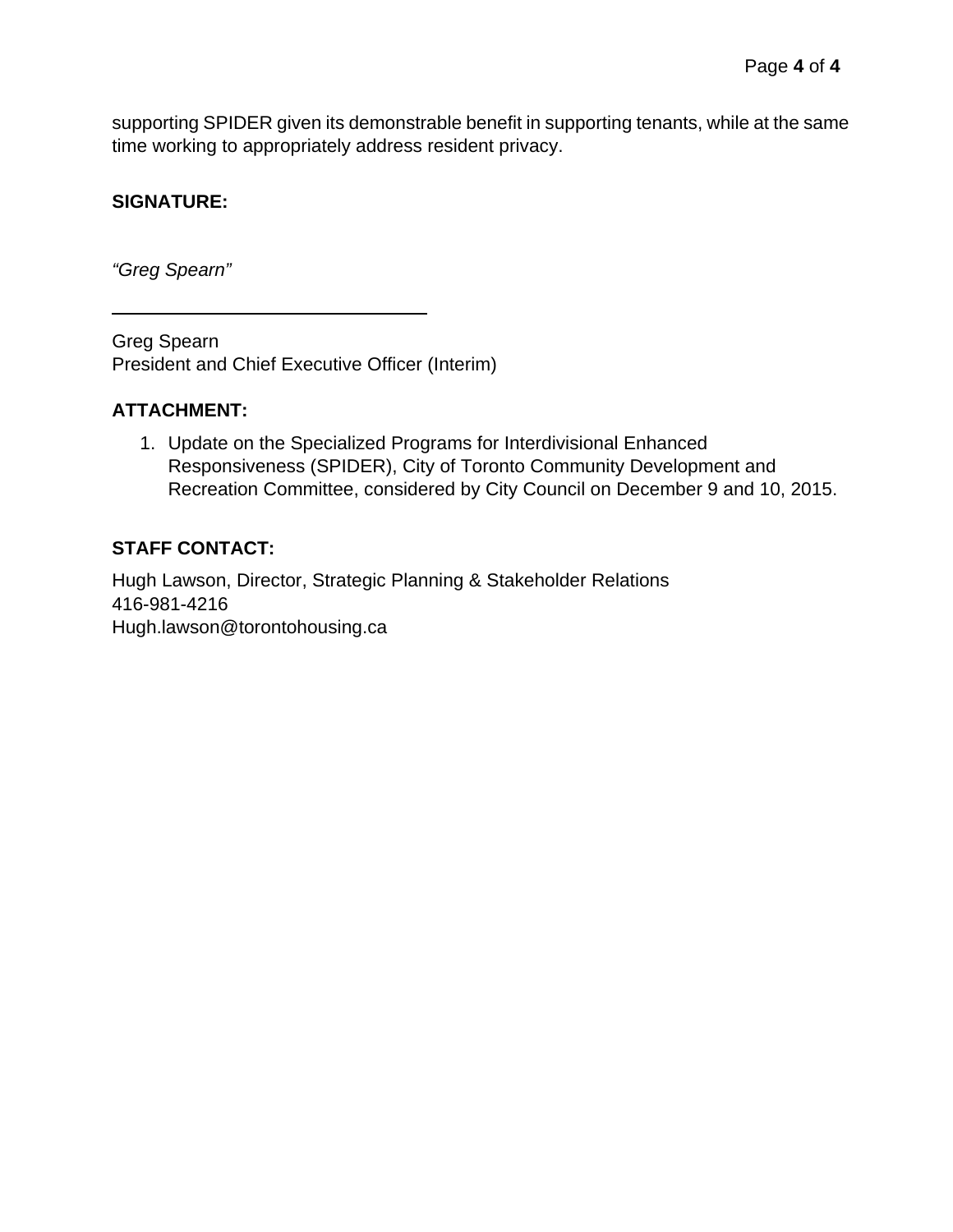supporting SPIDER given its demonstrable benefit in supporting tenants, while at the same time working to appropriately address resident privacy.

**SIGNATURE:**

*"Greg Spearn"*

---

Greg Spearn
President and Chief Executive Officer (Interim)

**ATTACHMENT:**

1. Update on the Specialized Programs for Interdivisional Enhanced Responsiveness (SPIDER), City of Toronto Community Development and Recreation Committee, considered by City Council on December 9 and 10, 2015.

**STAFF CONTACT:**

Hugh Lawson, Director, Strategic Planning & Stakeholder Relations
416-981-4216
Hugh.lawson@torontohousing.ca